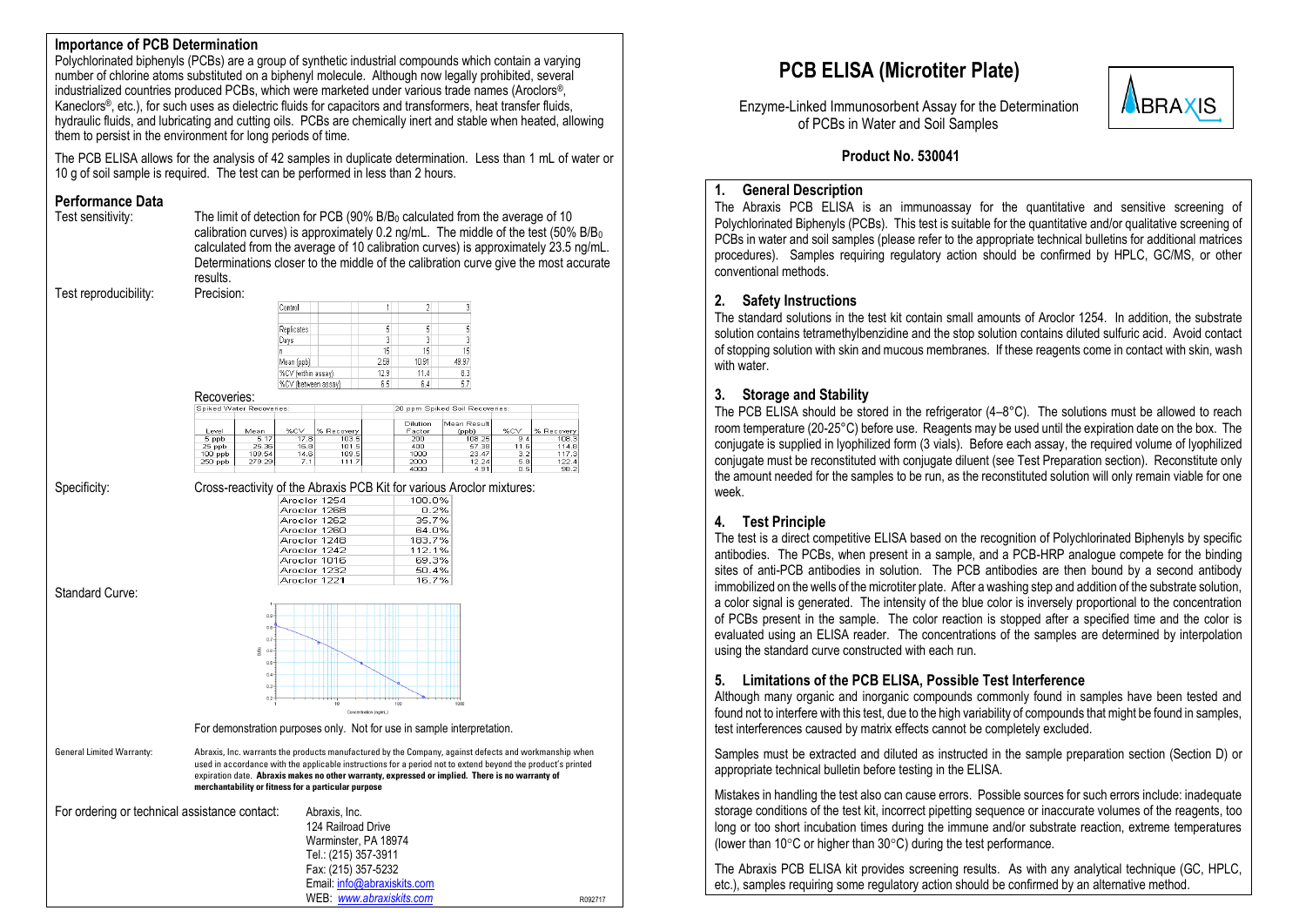## Importance of PCB Determination

Polychlorinated biphenyls (PCBs) are a group of synthetic industrial compounds which contain a varying number of chlorine atoms substituted on a biphenyl molecule. Although now legally prohibited, several industrialized countries produced PCBs, which were marketed under various trade names (Aroclors®, Kaneclors®, etc.), for such uses as dielectric fluids for capacitors and transformers, heat transfer fluids, hydraulic fluids, and lubricating and cutting oils. PCBs are chemically inert and stable when heated, allowing them to persist in the environment for long periods of time.

The PCB ELISA allows for the analysis of 42 samples in duplicate determination. Less than 1 mL of water or 10 g of soil sample is required. The test can be performed in less than 2 hours.

## Performance Data

**Test sensitivity:** The limit of detection for PCB (90% $B/B_0$ calculated from the average of 10 calibration curves) is approximately 0.2 ng/mL. The middle of the test (50% $B/B_0$ calculated from the average of 10 calibration curves) is approximately 23.5 ng/mL. Determinations closer to the middle of the calibration curve give the most accurate results.

**Test reproducibility:** Precision:

| Control | 1 | 2 | 3 |
|---|---|---|---|
| Replicates | 5 | 5 | 5 |
| Days | 3 | 3 | 3 |
| n | 15 | 15 | 15 |
| Mean (ppb) | 2.59 | 10.91 | 49.97 |
| %CV (within assay) | 12.9 | 11.4 | 8.3 |
| %CV (between assay) | 6.5 | 6.4 | 5.7 |

Recoveries:

| Spiked Water Recoveries: | | | | 20 ppm Spiked Soil Recoveries: | | | |
|---|---|---|---|---|---|---|---|
| Level | Mean | %CV | % Recovery | Dilution Factor | Mean Result (ppb) | %CV | % Recovery |
| 5 ppb | 5.17 | 17.8 | 103.5 | 200 | 108.25 | 9.4 | 108.5 |
| 25 ppb | 25.36 | 16.9 | 101.5 | 400 | 57.38 | 11.6 | 114.8 |
| 100 ppb | 109.54 | 14.6 | 109.5 | 1000 | 23.47 | 3.2 | 117.3 |
| 250 ppb | 279.29 | 7.1 | 111.7 | 2000 | 12.24 | 5.8 | 122.4 |
| | | | | 4000 | 4.91 | 0.5 | 98.2 |

**Specificity:** Cross-reactivity of the Abraxis PCB Kit for various Aroclor mixtures:

| Aroclor | Cross-reactivity |
|---|---|
| Aroclor 1254 | 100.0% |
| Aroclor 1268 | 0.2% |
| Aroclor 1262 | 35.7% |
| Aroclor 1260 | 64.0% |
| Aroclor 1248 | 183.7% |
| Aroclor 1242 | 112.1% |
| Aroclor 1016 | 69.3% |
| Aroclor 1232 | 50.4% |
| Aroclor 1221 | 16.7% |

**Standard Curve:**

For demonstration purposes only. Not for use in sample interpretation.

**General Limited Warranty:** Abraxis, Inc. warrants the products manufactured by the Company, against defects and workmanship when used in accordance with the applicable instructions for a period not to extend beyond the product's printed expiration date. **Abraxis makes no other warranty, expressed or implied. There is no warranty of merchantability or fitness for a particular purpose**

For ordering or technical assistance contact:

Abraxis, Inc.
124 Railroad Drive
Warminster, PA 18974
Tel.: (215) 357-3911
Fax: (215) 357-5232
Email: info@abraxiskits.com
WEB: *www.abraxiskits.com*

R092717

# PCB ELISA (Microtiter Plate)

Enzyme-Linked Immunosorbent Assay for the Determination of PCBs in Water and Soil Samples

**Product No. 530041**

## 1. General Description

The Abraxis PCB ELISA is an immunoassay for the quantitative and sensitive screening of Polychlorinated Biphenyls (PCBs). This test is suitable for the quantitative and/or qualitative screening of PCBs in water and soil samples (please refer to the appropriate technical bulletins for additional matrices procedures). Samples requiring regulatory action should be confirmed by HPLC, GC/MS, or other conventional methods.

## 2. Safety Instructions

The standard solutions in the test kit contain small amounts of Aroclor 1254. In addition, the substrate solution contains tetramethylbenzidine and the stop solution contains diluted sulfuric acid. Avoid contact of stopping solution with skin and mucous membranes. If these reagents come in contact with skin, wash with water.

## 3. Storage and Stability

The PCB ELISA should be stored in the refrigerator (4–8°C). The solutions must be allowed to reach room temperature (20-25°C) before use. Reagents may be used until the expiration date on the box. The conjugate is supplied in lyophilized form (3 vials). Before each assay, the required volume of lyophilized conjugate must be reconstituted with conjugate diluent (see Test Preparation section). Reconstitute only the amount needed for the samples to be run, as the reconstituted solution will only remain viable for one week.

## 4. Test Principle

The test is a direct competitive ELISA based on the recognition of Polychlorinated Biphenyls by specific antibodies. The PCBs, when present in a sample, and a PCB-HRP analogue compete for the binding sites of anti-PCB antibodies in solution. The PCB antibodies are then bound by a second antibody immobilized on the wells of the microtiter plate. After a washing step and addition of the substrate solution, a color signal is generated. The intensity of the blue color is inversely proportional to the concentration of PCBs present in the sample. The color reaction is stopped after a specified time and the color is evaluated using an ELISA reader. The concentrations of the samples are determined by interpolation using the standard curve constructed with each run.

## 5. Limitations of the PCB ELISA, Possible Test Interference

Although many organic and inorganic compounds commonly found in samples have been tested and found not to interfere with this test, due to the high variability of compounds that might be found in samples, test interferences caused by matrix effects cannot be completely excluded.

Samples must be extracted and diluted as instructed in the sample preparation section (Section D) or appropriate technical bulletin before testing in the ELISA.

Mistakes in handling the test also can cause errors. Possible sources for such errors include: inadequate storage conditions of the test kit, incorrect pipetting sequence or inaccurate volumes of the reagents, too long or too short incubation times during the immune and/or substrate reaction, extreme temperatures (lower than 10°C or higher than 30°C) during the test performance.

The Abraxis PCB ELISA kit provides screening results. As with any analytical technique (GC, HPLC, etc.), samples requiring some regulatory action should be confirmed by an alternative method.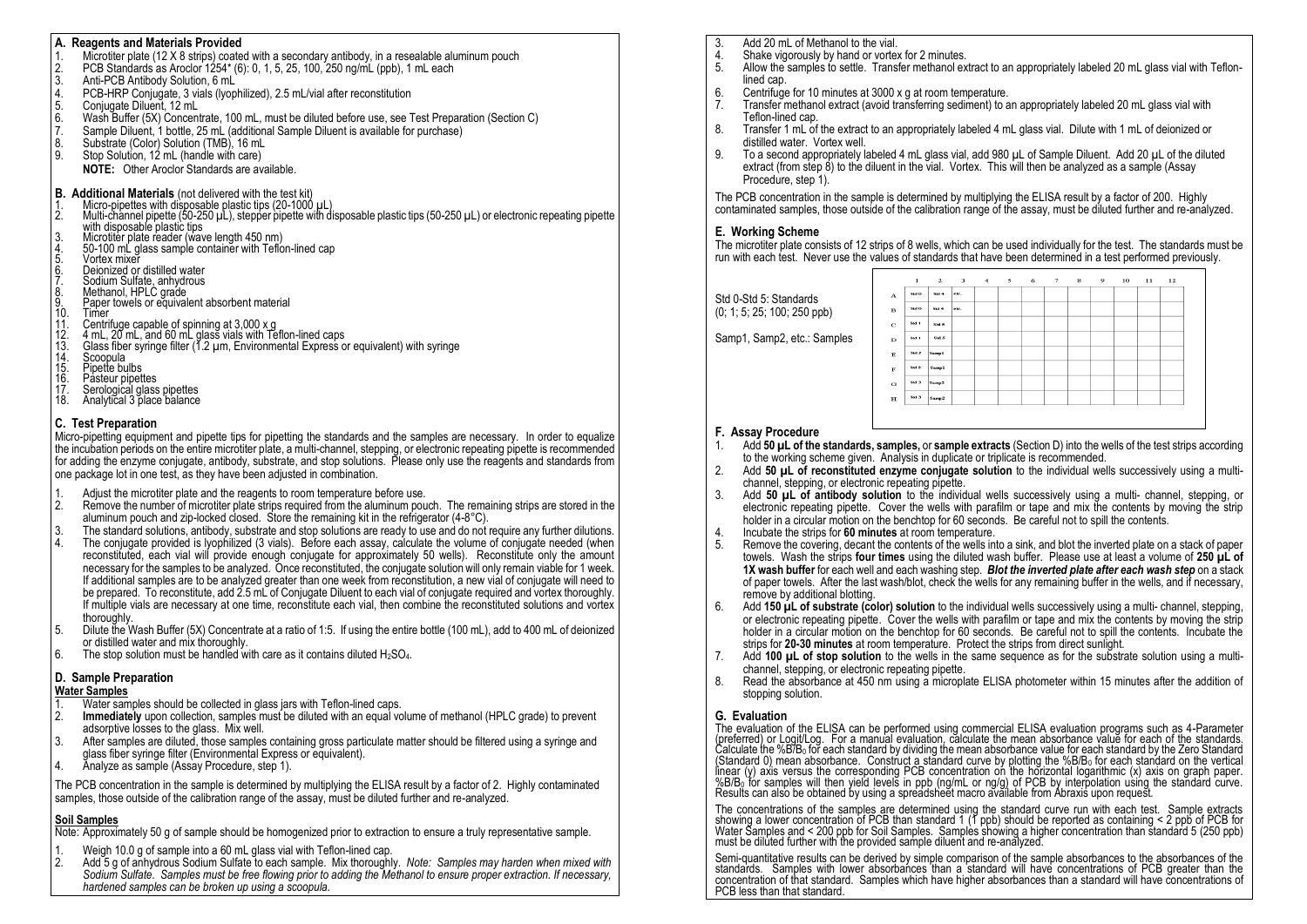## A. Reagents and Materials Provided

1. Microtiter plate (12 X 8 strips) coated with a secondary antibody, in a resealable aluminum pouch
2. PCB Standards as Aroclor 1254* (6): 0, 1, 5, 25, 100, 250 ng/mL (ppb), 1 mL each
3. Anti-PCB Antibody Solution, 6 mL
4. PCB-HRP Conjugate, 3 vials (lyophilized), 2.5 mL/vial after reconstitution
5. Conjugate Diluent, 12 mL
6. Wash Buffer (5X) Concentrate, 100 mL, must be diluted before use, see Test Preparation (Section C)
7. Sample Diluent, 1 bottle, 25 mL (additional Sample Diluent is available for purchase)
8. Substrate (Color) Solution (TMB), 16 mL
9. Stop Solution, 12 mL (handle with care)

**NOTE:** Other Aroclor Standards are available.

## B. Additional Materials (not delivered with the test kit)

1. Micro-pipettes with disposable plastic tips (20-1000 µL)
2. Multi-channel pipette (50-250 µL), stepper pipette with disposable plastic tips (50-250 µL) or electronic repeating pipette with disposable plastic tips
3. Microtiter plate reader (wave length 450 nm)
4. 50-100 mL glass sample container with Teflon-lined cap
5. Vortex mixer
6. Deionized or distilled water
7. Sodium Sulfate, anhydrous
8. Methanol, HPLC grade
9. Paper towels or equivalent absorbent material
10. Timer
11. Centrifuge capable of spinning at 3,000 x g
12. 4 mL, 20 mL, and 60 mL glass vials with Teflon-lined caps
13. Glass fiber syringe filter (1.2 µm, Environmental Express or equivalent) with syringe
14. Scoopula
15. Pipette bulbs
16. Pasteur pipettes
17. Serological glass pipettes
18. Analytical 3 place balance

## C. Test Preparation

Micro-pipetting equipment and pipette tips for pipetting the standards and the samples are necessary. In order to equalize the incubation periods on the entire microtiter plate, a multi-channel, stepping, or electronic repeating pipette is recommended for adding the enzyme conjugate, antibody, substrate, and stop solutions. Please only use the reagents and standards from one package lot in one test, as they have been adjusted in combination.

1. Adjust the microtiter plate and the reagents to room temperature before use.
2. Remove the number of microtiter plate strips required from the aluminum pouch. The remaining strips are stored in the aluminum pouch and zip-locked closed. Store the remaining kit in the refrigerator (4-8°C).
3. The standard solutions, antibody, substrate and stop solutions are ready to use and do not require any further dilutions.
4. The conjugate provided is lyophilized (3 vials). Before each assay, calculate the volume of conjugate needed (when reconstituted, each vial will provide enough conjugate for approximately 50 wells). Reconstitute only the amount necessary for the samples to be analyzed. Once reconstituted, the conjugate solution will only remain viable for 1 week. If additional samples are to be analyzed greater than one week from reconstitution, a new vial of conjugate will need to be prepared. To reconstitute, add 2.5 mL of Conjugate Diluent to each vial of conjugate required and vortex thoroughly. If multiple vials are necessary at one time, reconstitute each vial, then combine the reconstituted solutions and vortex thoroughly.
5. Dilute the Wash Buffer (5X) Concentrate at a ratio of 1:5. If using the entire bottle (100 mL), add to 400 mL of deionized or distilled water and mix thoroughly.
6. The stop solution must be handled with care as it contains diluted $H_2SO_4$.

## D. Sample Preparation

### Water Samples

1. Water samples should be collected in glass jars with Teflon-lined caps.
2. **Immediately** upon collection, samples must be diluted with an equal volume of methanol (HPLC grade) to prevent adsorptive losses to the glass. Mix well.
3. After samples are diluted, those samples containing gross particulate matter should be filtered using a syringe and glass fiber syringe filter (Environmental Express or equivalent).
4. Analyze as sample (Assay Procedure, step 1).

The PCB concentration in the sample is determined by multiplying the ELISA result by a factor of 2. Highly contaminated samples, those outside of the calibration range of the assay, must be diluted further and re-analyzed.

### Soil Samples

Note: Approximately 50 g of sample should be homogenized prior to extraction to ensure a truly representative sample.

1. Weigh 10.0 g of sample into a 60 mL glass vial with Teflon-lined cap.
2. Add 5 g of anhydrous Sodium Sulfate to each sample. Mix thoroughly. *Note: Samples may harden when mixed with Sodium Sulfate. Samples must be free flowing prior to adding the Methanol to ensure proper extraction. If necessary, hardened samples can be broken up using a scoopula.*
3. Add 20 mL of Methanol to the vial.
4. Shake vigorously by hand or vortex for 2 minutes.
5. Allow the samples to settle. Transfer methanol extract to an appropriately labeled 20 mL glass vial with Teflon-lined cap.
6. Centrifuge for 10 minutes at 3000 x g at room temperature.
7. Transfer methanol extract (avoid transferring sediment) to an appropriately labeled 20 mL glass vial with Teflon-lined cap.
8. Transfer 1 mL of the extract to an appropriately labeled 4 mL glass vial. Dilute with 1 mL of deionized or distilled water. Vortex well.
9. To a second appropriately labeled 4 mL glass vial, add 980 µL of Sample Diluent. Add 20 µL of the diluted extract (from step 8) to the diluent in the vial. Vortex. This will then be analyzed as a sample (Assay Procedure, step 1).

The PCB concentration in the sample is determined by multiplying the ELISA result by a factor of 200. Highly contaminated samples, those outside of the calibration range of the assay, must be diluted further and re-analyzed.

## E. Working Scheme

The microtiter plate consists of 12 strips of 8 wells, which can be used individually for the test. The standards must be run with each test. Never use the values of standards that have been determined in a test performed previously.

Std 0-Std 5: Standards (0; 1; 5; 25; 100; 250 ppb)

Samp1, Samp2, etc.: Samples

| | 1 | 2 | 3 | 4 | 5 | 6 | 7 | 8 | 9 | 10 | 11 | 12 |
|---|---|---|---|---|---|---|---|---|---|---|---|---|
| A | Std 0 | Std 4 | etc. | | | | | | | | | |
| B | Std 0 | Std 4 | etc. | | | | | | | | | |
| C | Std 1 | Std 5 | | | | | | | | | | |
| D | Std 1 | Std 5 | | | | | | | | | | |
| E | Std 2 | Samp1 | | | | | | | | | | |
| F | Std 2 | Samp1 | | | | | | | | | | |
| G | Std 3 | Samp2 | | | | | | | | | | |
| H | Std 3 | Samp2 | | | | | | | | | | |

## F. Assay Procedure

1. Add **50 µL of the standards, samples,** or **sample extracts** (Section D) into the wells of the test strips according to the working scheme given. Analysis in duplicate or triplicate is recommended.
2. Add **50 µL of reconstituted enzyme conjugate solution** to the individual wells successively using a multi-channel, stepping, or electronic repeating pipette.
3. Add **50 µL of antibody solution** to the individual wells successively using a multi- channel, stepping, or electronic repeating pipette. Cover the wells with parafilm or tape and mix the contents by moving the strip holder in a circular motion on the benchtop for 60 seconds. Be careful not to spill the contents.
4. Incubate the strips for **60 minutes** at room temperature.
5. Remove the covering, decant the contents of the wells into a sink, and blot the inverted plate on a stack of paper towels. Wash the strips **four times** using the diluted wash buffer. Please use at least a volume of **250 µL of 1X wash buffer** for each well and each washing step. ***Blot the inverted plate after each wash step*** on a stack of paper towels. After the last wash/blot, check the wells for any remaining buffer in the wells, and if necessary, remove by additional blotting.
6. Add **150 µL of substrate (color) solution** to the individual wells successively using a multi- channel, stepping, or electronic repeating pipette. Cover the wells with parafilm or tape and mix the contents by moving the strip holder in a circular motion on the benchtop for 60 seconds. Be careful not to spill the contents. Incubate the strips for **20-30 minutes** at room temperature. Protect the strips from direct sunlight.
7. Add **100 µL of stop solution** to the wells in the same sequence as for the substrate solution using a multi-channel, stepping, or electronic repeating pipette.
8. Read the absorbance at 450 nm using a microplate ELISA photometer within 15 minutes after the addition of stopping solution.

## G. Evaluation

The evaluation of the ELISA can be performed using commercial ELISA evaluation programs such as 4-Parameter (preferred) or Logit/Log. For a manual evaluation, calculate the mean absorbance value for each of the standards. Calculate the $\%B/B_0$ for each standard by dividing the mean absorbance value for each standard by the Zero Standard (Standard 0) mean absorbance. Construct a standard curve by plotting the $\%B/B_0$ for each standard on the vertical linear (y) axis versus the corresponding PCB concentration on the horizontal logarithmic (x) axis on graph paper. $\%B/B_0$ for samples will then yield levels in ppb (ng/mL or ng/g) of PCB by interpolation using the standard curve. Results can also be obtained by using a spreadsheet macro available from Abraxis upon request.

The concentrations of the samples are determined using the standard curve run with each test. Sample extracts showing a lower concentration of PCB than standard 1 (1 ppb) should be reported as containing < 2 ppb of PCB for Water Samples and < 200 ppb for Soil Samples. Samples showing a higher concentration than standard 5 (250 ppb) must be diluted further with the provided sample diluent and re-analyzed.

Semi-quantitative results can be derived by simple comparison of the sample absorbances to the absorbances of the standards. Samples with lower absorbances than a standard will have concentrations of PCB greater than the concentration of that standard. Samples which have higher absorbances than a standard will have concentrations of PCB less than that standard.